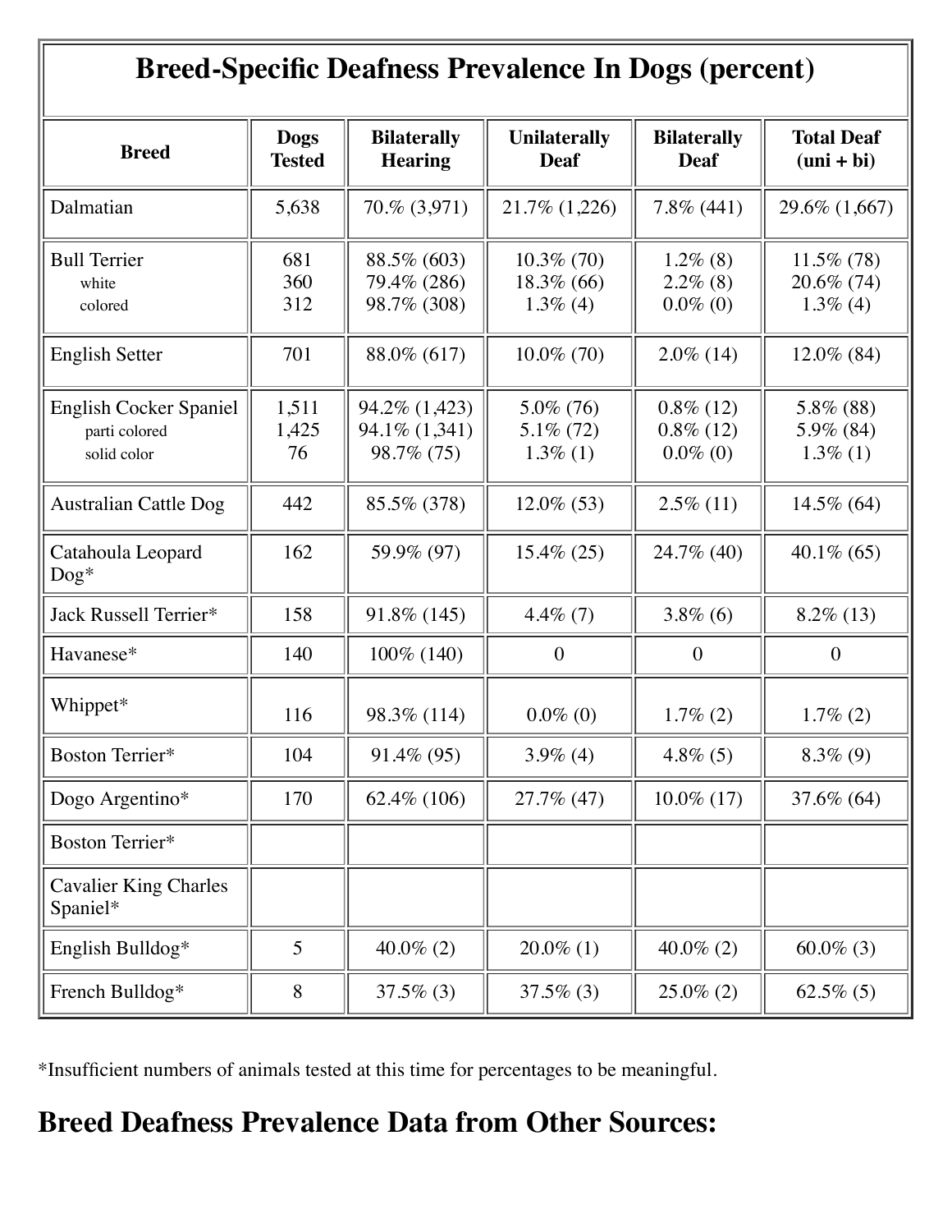| Breed-Specific Deafness Prevalence In Dogs (percent) | | | | | |
|---|---|---|---|---|---|
| **Breed** | **Dogs Tested** | **Bilaterally Hearing** | **Unilaterally Deaf** | **Bilaterally Deaf** | **Total Deaf (uni + bi)** |
| Dalmatian | 5,638 | 70.% (3,971) | 21.7% (1,226) | 7.8% (441) | 29.6% (1,667) |
| Bull Terrier | 681 | 88.5% (603) | 10.3% (70) | 1.2% (8) | 11.5% (78) |
| white | 360 | 79.4% (286) | 18.3% (66) | 2.2% (8) | 20.6% (74) |
| colored | 312 | 98.7% (308) | 1.3% (4) | 0.0% (0) | 1.3% (4) |
| English Setter | 701 | 88.0% (617) | 10.0% (70) | 2.0% (14) | 12.0% (84) |
| English Cocker Spaniel | 1,511 | 94.2% (1,423) | 5.0% (76) | 0.8% (12) | 5.8% (88) |
| parti colored | 1,425 | 94.1% (1,341) | 5.1% (72) | 0.8% (12) | 5.9% (84) |
| solid color | 76 | 98.7% (75) | 1.3% (1) | 0.0% (0) | 1.3% (1) |
| Australian Cattle Dog | 442 | 85.5% (378) | 12.0% (53) | 2.5% (11) | 14.5% (64) |
| Catahoula Leopard Dog* | 162 | 59.9% (97) | 15.4% (25) | 24.7% (40) | 40.1% (65) |
| Jack Russell Terrier* | 158 | 91.8% (145) | 4.4% (7) | 3.8% (6) | 8.2% (13) |
| Havanese* | 140 | 100% (140) | 0 | 0 | 0 |
| Whippet* | 116 | 98.3% (114) | 0.0% (0) | 1.7% (2) | 1.7% (2) |
| Boston Terrier* | 104 | 91.4% (95) | 3.9% (4) | 4.8% (5) | 8.3% (9) |
| Dogo Argentino* | 170 | 62.4% (106) | 27.7% (47) | 10.0% (17) | 37.6% (64) |
| Boston Terrier* | | | | | |
| Cavalier King Charles Spaniel* | | | | | |
| English Bulldog* | 5 | 40.0% (2) | 20.0% (1) | 40.0% (2) | 60.0% (3) |
| French Bulldog* | 8 | 37.5% (3) | 37.5% (3) | 25.0% (2) | 62.5% (5) |

*Insufficient numbers of animals tested at this time for percentages to be meaningful.

## Breed Deafness Prevalence Data from Other Sources: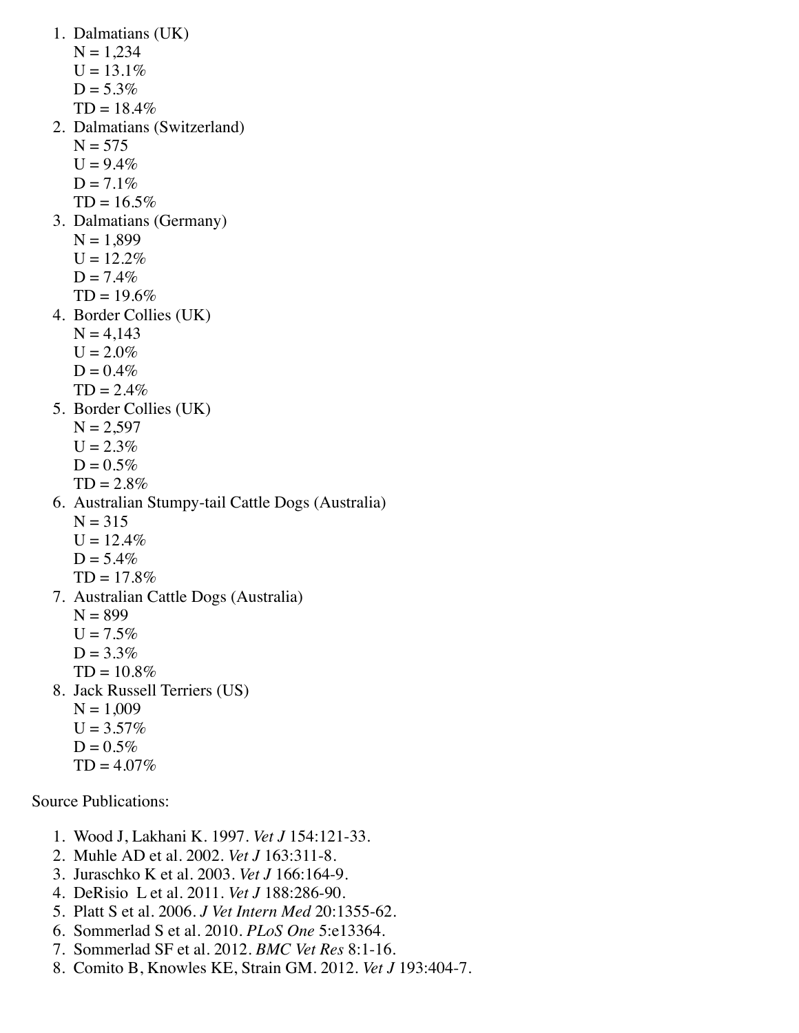1. Dalmatians (UK)
   N = 1,234
   U = 13.1%
   D = 5.3%
   TD = 18.4%
2. Dalmatians (Switzerland)
   N = 575
   U = 9.4%
   D = 7.1%
   TD = 16.5%
3. Dalmatians (Germany)
   N = 1,899
   U = 12.2%
   D = 7.4%
   TD = 19.6%
4. Border Collies (UK)
   N = 4,143
   U = 2.0%
   D = 0.4%
   TD = 2.4%
5. Border Collies (UK)
   N = 2,597
   U = 2.3%
   D = 0.5%
   TD = 2.8%
6. Australian Stumpy-tail Cattle Dogs (Australia)
   N = 315
   U = 12.4%
   D = 5.4%
   TD = 17.8%
7. Australian Cattle Dogs (Australia)
   N = 899
   U = 7.5%
   D = 3.3%
   TD = 10.8%
8. Jack Russell Terriers (US)
   N = 1,009
   U = 3.57%
   D = 0.5%
   TD = 4.07%

Source Publications:

1. Wood J, Lakhani K. 1997. *Vet J* 154:121-33.
2. Muhle AD et al. 2002. *Vet J* 163:311-8.
3. Juraschko K et al. 2003. *Vet J* 166:164-9.
4. DeRisio L et al. 2011. *Vet J* 188:286-90.
5. Platt S et al. 2006. *J Vet Intern Med* 20:1355-62.
6. Sommerlad S et al. 2010. *PLoS One* 5:e13364.
7. Sommerlad SF et al. 2012. *BMC Vet Res* 8:1-16.
8. Comito B, Knowles KE, Strain GM. 2012. *Vet J* 193:404-7.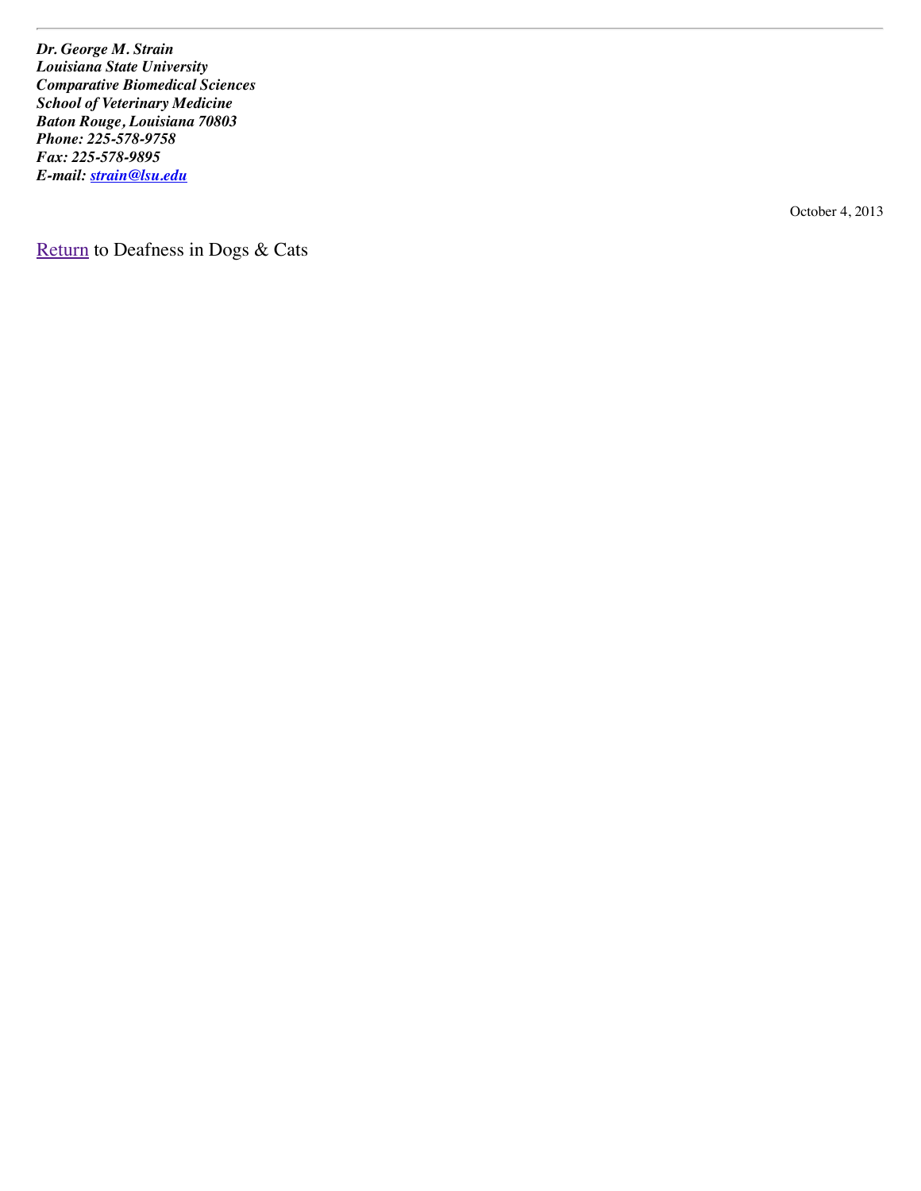---

***Dr. George M. Strain***
***Louisiana State University***
***Comparative Biomedical Sciences***
***School of Veterinary Medicine***
***Baton Rouge, Louisiana 70803***
***Phone: 225-578-9758***
***Fax: 225-578-9895***
***E-mail: strain@lsu.edu***

October 4, 2013

Return to Deafness in Dogs & Cats